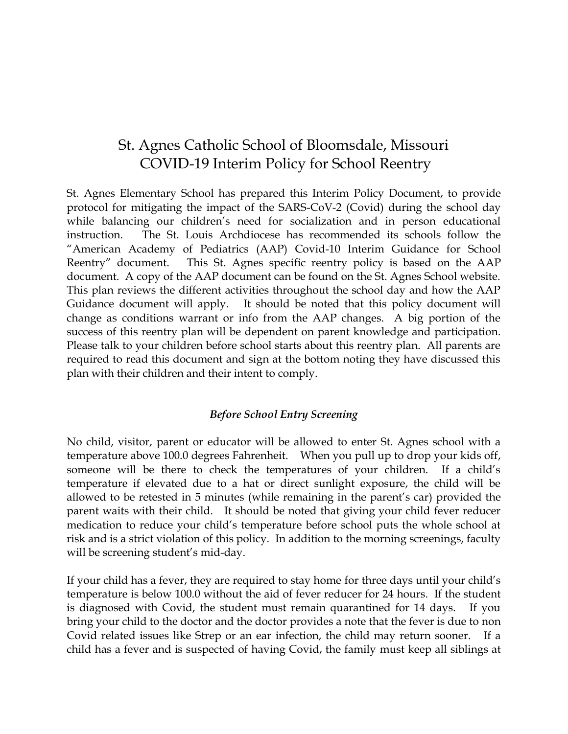# St. Agnes Catholic School of Bloomsdale, Missouri
# COVID-19 Interim Policy for School Reentry

St. Agnes Elementary School has prepared this Interim Policy Document, to provide protocol for mitigating the impact of the SARS-CoV-2 (Covid) during the school day while balancing our children's need for socialization and in person educational instruction. The St. Louis Archdiocese has recommended its schools follow the "American Academy of Pediatrics (AAP) Covid-10 Interim Guidance for School Reentry" document. This St. Agnes specific reentry policy is based on the AAP document. A copy of the AAP document can be found on the St. Agnes School website. This plan reviews the different activities throughout the school day and how the AAP Guidance document will apply. It should be noted that this policy document will change as conditions warrant or info from the AAP changes. A big portion of the success of this reentry plan will be dependent on parent knowledge and participation. Please talk to your children before school starts about this reentry plan. All parents are required to read this document and sign at the bottom noting they have discussed this plan with their children and their intent to comply.

### *Before School Entry Screening*

No child, visitor, parent or educator will be allowed to enter St. Agnes school with a temperature above 100.0 degrees Fahrenheit. When you pull up to drop your kids off, someone will be there to check the temperatures of your children. If a child's temperature if elevated due to a hat or direct sunlight exposure, the child will be allowed to be retested in 5 minutes (while remaining in the parent's car) provided the parent waits with their child. It should be noted that giving your child fever reducer medication to reduce your child's temperature before school puts the whole school at risk and is a strict violation of this policy. In addition to the morning screenings, faculty will be screening student's mid-day.

If your child has a fever, they are required to stay home for three days until your child's temperature is below 100.0 without the aid of fever reducer for 24 hours. If the student is diagnosed with Covid, the student must remain quarantined for 14 days. If you bring your child to the doctor and the doctor provides a note that the fever is due to non Covid related issues like Strep or an ear infection, the child may return sooner. If a child has a fever and is suspected of having Covid, the family must keep all siblings at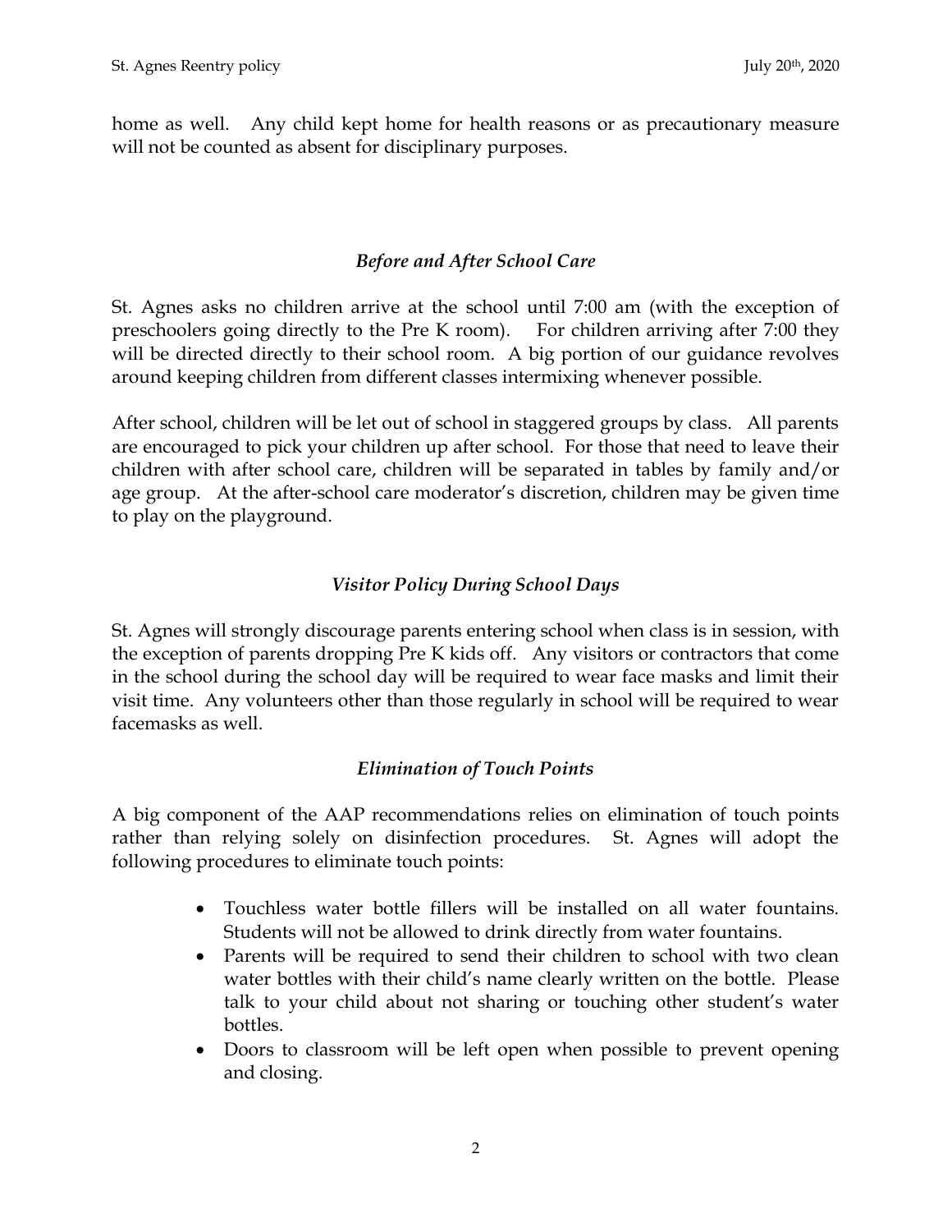home as well. Any child kept home for health reasons or as precautionary measure will not be counted as absent for disciplinary purposes.

### *Before and After School Care*

St. Agnes asks no children arrive at the school until 7:00 am (with the exception of preschoolers going directly to the Pre K room). For children arriving after 7:00 they will be directed directly to their school room. A big portion of our guidance revolves around keeping children from different classes intermixing whenever possible.

After school, children will be let out of school in staggered groups by class. All parents are encouraged to pick your children up after school. For those that need to leave their children with after school care, children will be separated in tables by family and/or age group. At the after-school care moderator's discretion, children may be given time to play on the playground.

### *Visitor Policy During School Days*

St. Agnes will strongly discourage parents entering school when class is in session, with the exception of parents dropping Pre K kids off. Any visitors or contractors that come in the school during the school day will be required to wear face masks and limit their visit time. Any volunteers other than those regularly in school will be required to wear facemasks as well.

### *Elimination of Touch Points*

A big component of the AAP recommendations relies on elimination of touch points rather than relying solely on disinfection procedures. St. Agnes will adopt the following procedures to eliminate touch points:

- Touchless water bottle fillers will be installed on all water fountains. Students will not be allowed to drink directly from water fountains.
- Parents will be required to send their children to school with two clean water bottles with their child's name clearly written on the bottle. Please talk to your child about not sharing or touching other student's water bottles.
- Doors to classroom will be left open when possible to prevent opening and closing.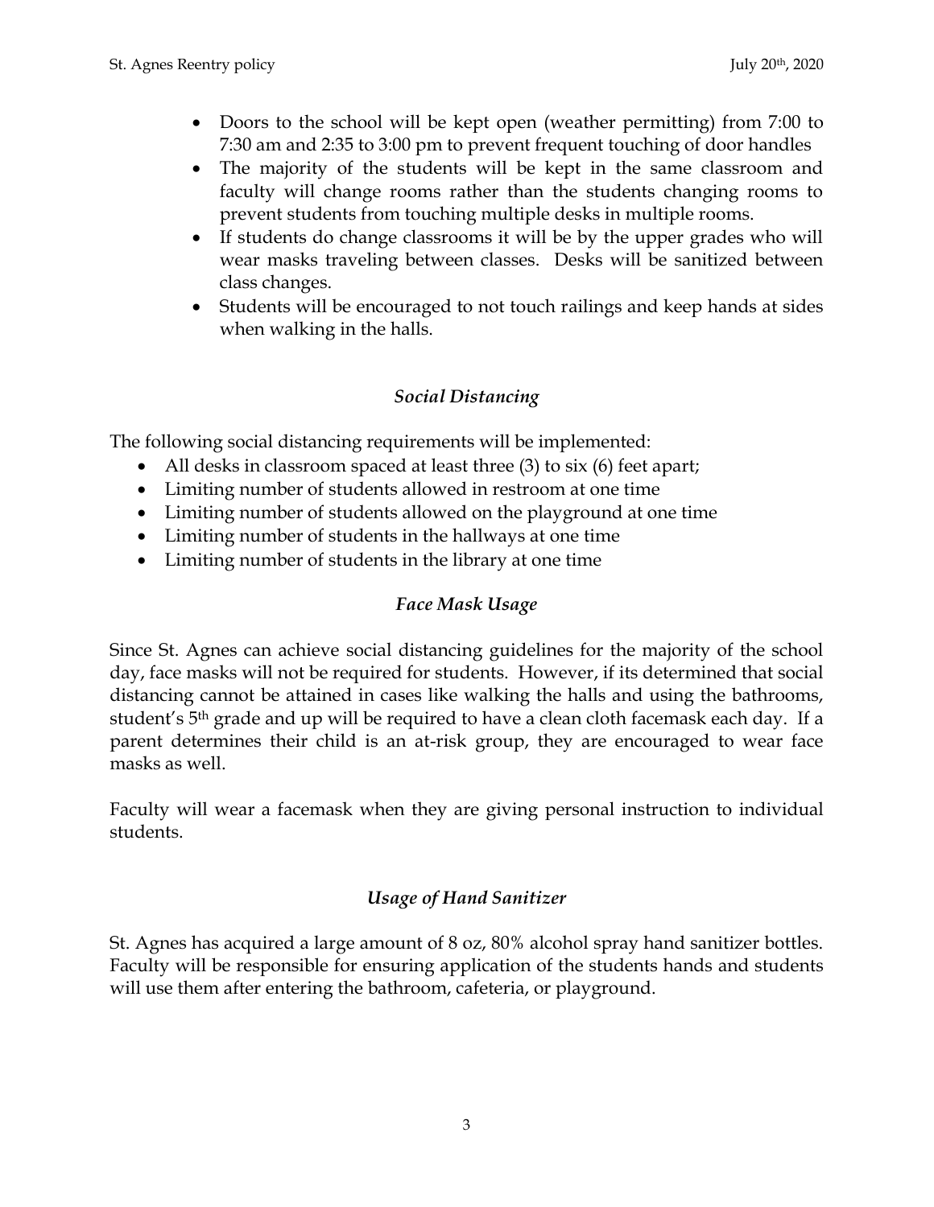- Doors to the school will be kept open (weather permitting) from 7:00 to 7:30 am and 2:35 to 3:00 pm to prevent frequent touching of door handles
- The majority of the students will be kept in the same classroom and faculty will change rooms rather than the students changing rooms to prevent students from touching multiple desks in multiple rooms.
- If students do change classrooms it will be by the upper grades who will wear masks traveling between classes. Desks will be sanitized between class changes.
- Students will be encouraged to not touch railings and keep hands at sides when walking in the halls.

### *Social Distancing*

The following social distancing requirements will be implemented:

- All desks in classroom spaced at least three (3) to six (6) feet apart;
- Limiting number of students allowed in restroom at one time
- Limiting number of students allowed on the playground at one time
- Limiting number of students in the hallways at one time
- Limiting number of students in the library at one time

### *Face Mask Usage*

Since St. Agnes can achieve social distancing guidelines for the majority of the school day, face masks will not be required for students. However, if its determined that social distancing cannot be attained in cases like walking the halls and using the bathrooms, student's 5th grade and up will be required to have a clean cloth facemask each day. If a parent determines their child is an at-risk group, they are encouraged to wear face masks as well.

Faculty will wear a facemask when they are giving personal instruction to individual students.

### *Usage of Hand Sanitizer*

St. Agnes has acquired a large amount of 8 oz, 80% alcohol spray hand sanitizer bottles. Faculty will be responsible for ensuring application of the students hands and students will use them after entering the bathroom, cafeteria, or playground.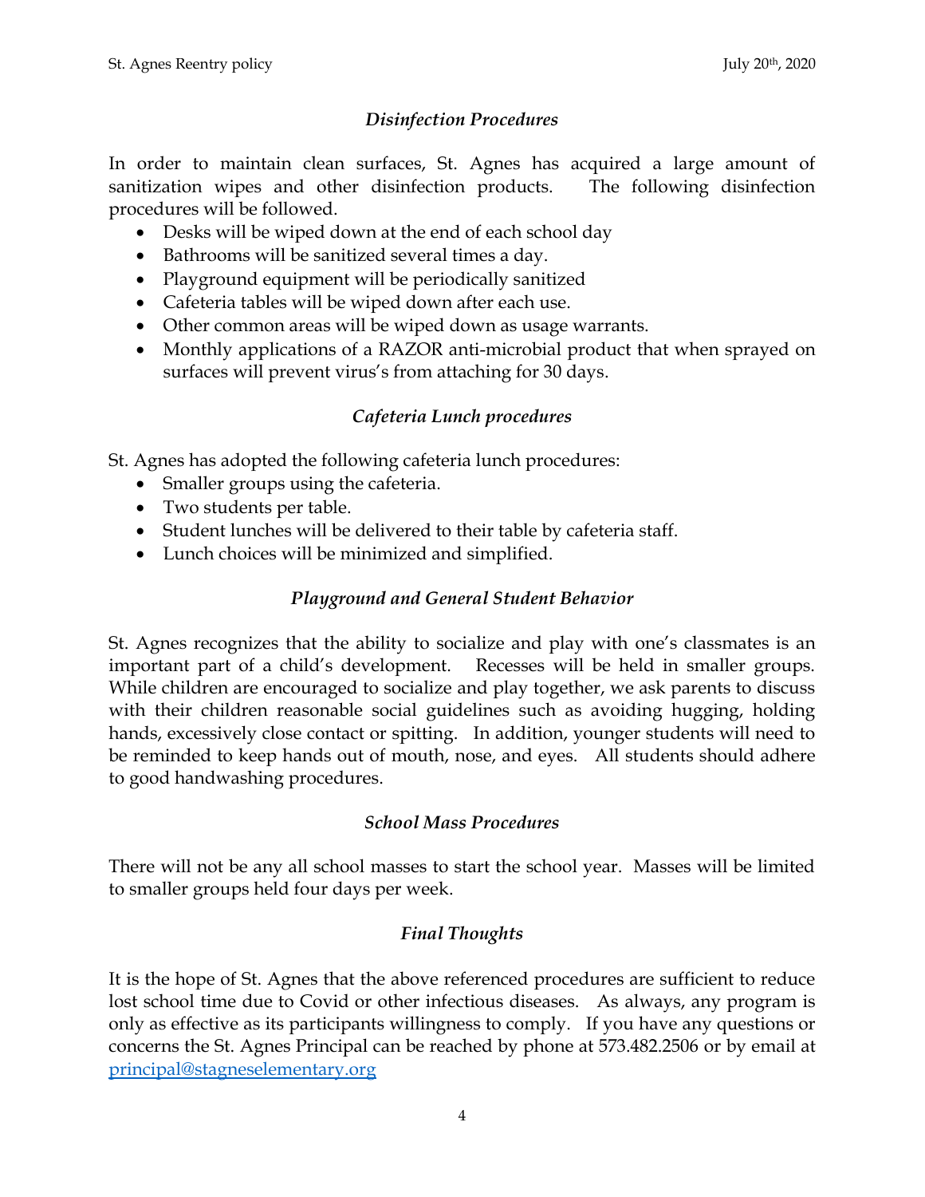### *Disinfection Procedures*

In order to maintain clean surfaces, St. Agnes has acquired a large amount of sanitization wipes and other disinfection products. The following disinfection procedures will be followed.

- Desks will be wiped down at the end of each school day
- Bathrooms will be sanitized several times a day.
- Playground equipment will be periodically sanitized
- Cafeteria tables will be wiped down after each use.
- Other common areas will be wiped down as usage warrants.
- Monthly applications of a RAZOR anti-microbial product that when sprayed on surfaces will prevent virus's from attaching for 30 days.

### *Cafeteria Lunch procedures*

St. Agnes has adopted the following cafeteria lunch procedures:

- Smaller groups using the cafeteria.
- Two students per table.
- Student lunches will be delivered to their table by cafeteria staff.
- Lunch choices will be minimized and simplified.

### *Playground and General Student Behavior*

St. Agnes recognizes that the ability to socialize and play with one's classmates is an important part of a child's development. Recesses will be held in smaller groups. While children are encouraged to socialize and play together, we ask parents to discuss with their children reasonable social guidelines such as avoiding hugging, holding hands, excessively close contact or spitting. In addition, younger students will need to be reminded to keep hands out of mouth, nose, and eyes. All students should adhere to good handwashing procedures.

### *School Mass Procedures*

There will not be any all school masses to start the school year. Masses will be limited to smaller groups held four days per week.

### *Final Thoughts*

It is the hope of St. Agnes that the above referenced procedures are sufficient to reduce lost school time due to Covid or other infectious diseases. As always, any program is only as effective as its participants willingness to comply. If you have any questions or concerns the St. Agnes Principal can be reached by phone at 573.482.2506 or by email at principal@stagneselementary.org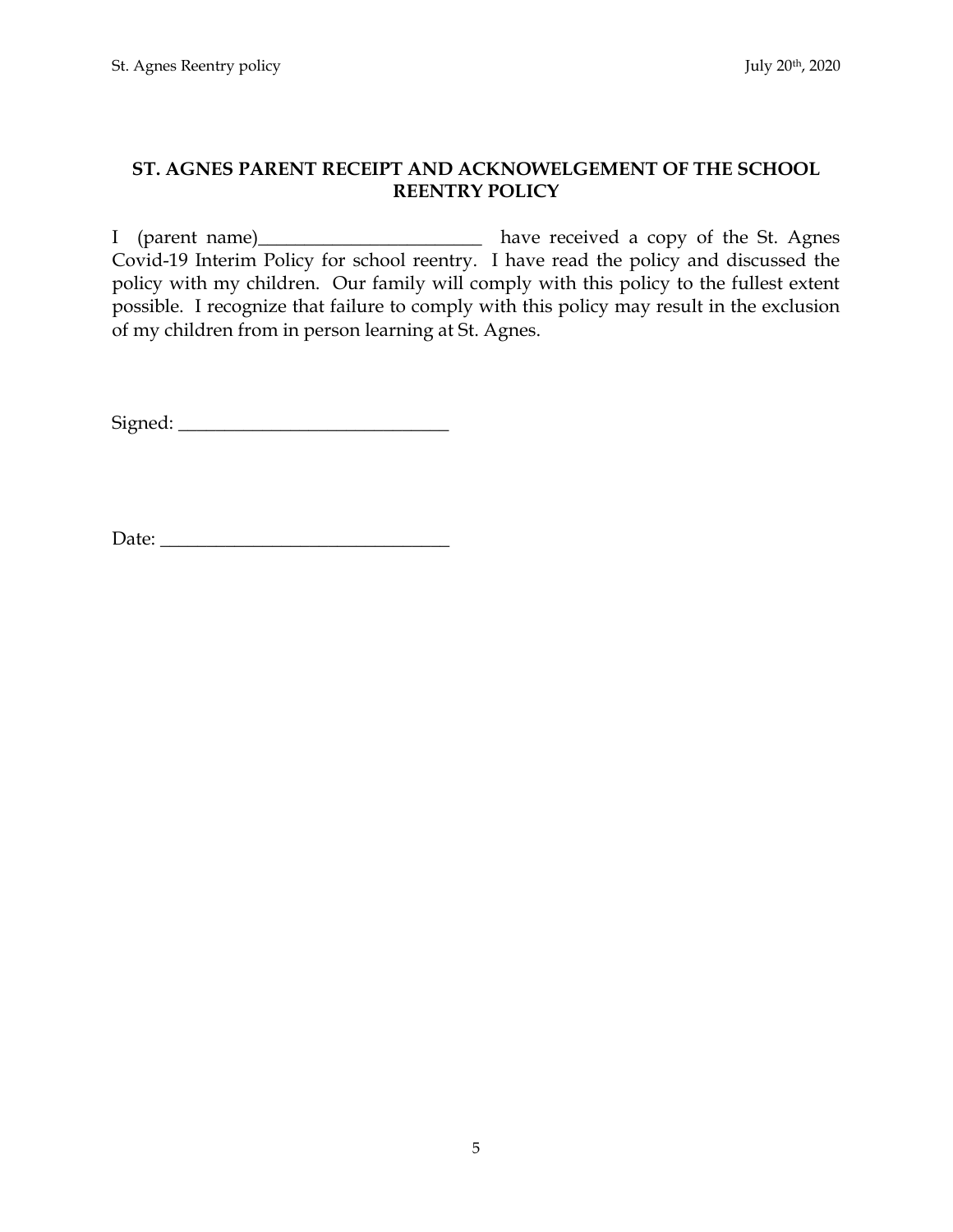## ST. AGNES PARENT RECEIPT AND ACKNOWELGEMENT OF THE SCHOOL REENTRY POLICY

I (parent name)________________________ have received a copy of the St. Agnes Covid-19 Interim Policy for school reentry. I have read the policy and discussed the policy with my children. Our family will comply with this policy to the fullest extent possible. I recognize that failure to comply with this policy may result in the exclusion of my children from in person learning at St. Agnes.

Signed: _____________________________

Date: _______________________________